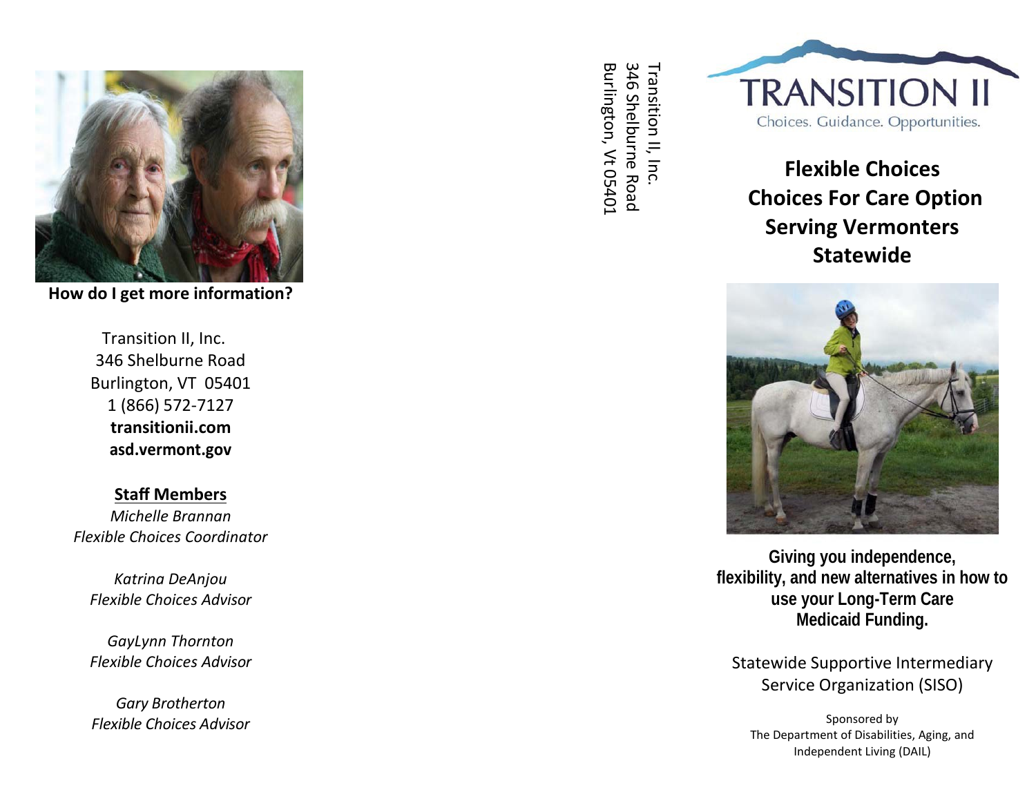**How do I get more information?**

Transition II, Inc.
346 Shelburne Road
Burlington, VT 05401
1 (866) 572-7127
**transitionii.com**
**asd.vermont.gov**

**Staff Members**

*Michelle Brannan*
*Flexible Choices Coordinator*

*Katrina DeAnjou*
*Flexible Choices Advisor*

*GayLynn Thornton*
*Flexible Choices Advisor*

*Gary Brotherton*
*Flexible Choices Advisor*

Transition II, Inc.
346 Shelburne Road
Burlington, Vt 05401

TRANSITION II

Choices. Guidance. Opportunities.

# Flexible Choices Choices For Care Option Serving Vermonters Statewide

**Giving you independence, flexibility, and new alternatives in how to use your Long-Term Care Medicaid Funding.**

Statewide Supportive Intermediary Service Organization (SISO)

Sponsored by
The Department of Disabilities, Aging, and Independent Living (DAIL)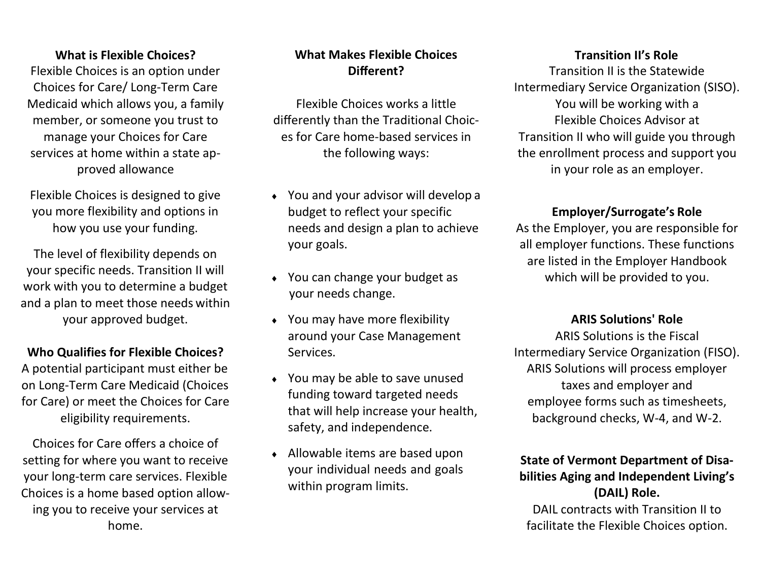## What is Flexible Choices?

Flexible Choices is an option under Choices for Care/ Long-Term Care Medicaid which allows you, a family member, or someone you trust to manage your Choices for Care services at home within a state approved allowance

Flexible Choices is designed to give you more flexibility and options in how you use your funding.

The level of flexibility depends on your specific needs. Transition II will work with you to determine a budget and a plan to meet those needs within your approved budget.

## Who Qualifies for Flexible Choices?

A potential participant must either be on Long-Term Care Medicaid (Choices for Care) or meet the Choices for Care eligibility requirements.

Choices for Care offers a choice of setting for where you want to receive your long-term care services. Flexible Choices is a home based option allowing you to receive your services at home.

## What Makes Flexible Choices Different?

Flexible Choices works a little differently than the Traditional Choices for Care home-based services in the following ways:

- You and your advisor will develop a budget to reflect your specific needs and design a plan to achieve your goals.
- You can change your budget as your needs change.
- You may have more flexibility around your Case Management Services.
- You may be able to save unused funding toward targeted needs that will help increase your health, safety, and independence.
- Allowable items are based upon your individual needs and goals within program limits.

## Transition II's Role

Transition II is the Statewide Intermediary Service Organization (SISO). You will be working with a Flexible Choices Advisor at Transition II who will guide you through the enrollment process and support you in your role as an employer.

## Employer/Surrogate's Role

As the Employer, you are responsible for all employer functions. These functions are listed in the Employer Handbook which will be provided to you.

## ARIS Solutions' Role

ARIS Solutions is the Fiscal Intermediary Service Organization (FISO). ARIS Solutions will process employer taxes and employer and employee forms such as timesheets, background checks, W-4, and W-2.

## State of Vermont Department of Disabilities Aging and Independent Living's (DAIL) Role.

DAIL contracts with Transition II to facilitate the Flexible Choices option.